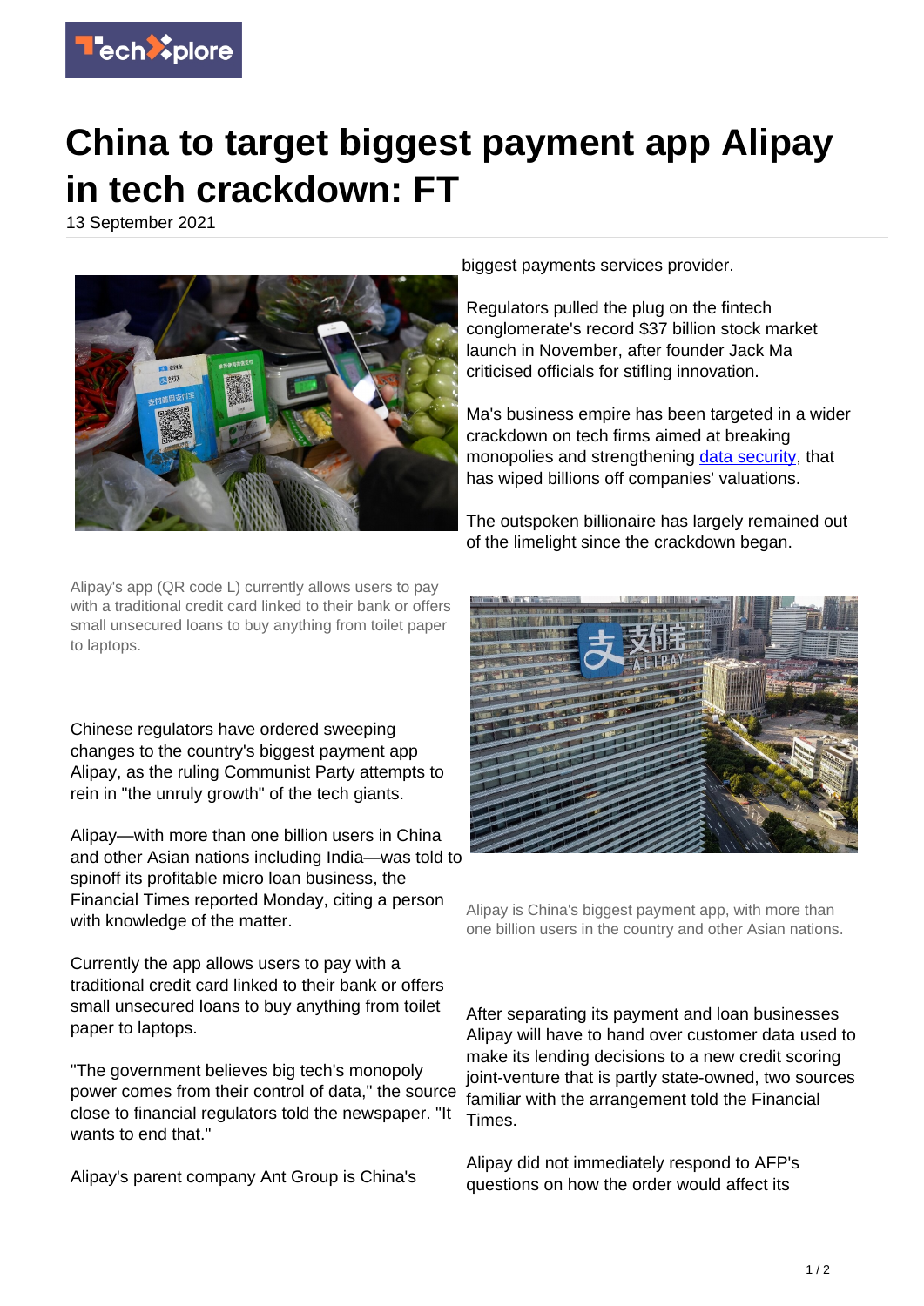# China to target biggest payment app Alipay in tech crackdown: FT

13 September 2021

Alipay's app (QR code L) currently allows users to pay with a traditional credit card linked to their bank or offers small unsecured loans to buy anything from toilet paper to laptops.

Chinese regulators have ordered sweeping changes to the country's biggest payment app Alipay, as the ruling Communist Party attempts to rein in "the unruly growth" of the tech giants.

Alipay—with more than one billion users in China and other Asian nations including India—was told to spinoff its profitable micro loan business, the Financial Times reported Monday, citing a person with knowledge of the matter.

Currently the app allows users to pay with a traditional credit card linked to their bank or offers small unsecured loans to buy anything from toilet paper to laptops.

"The government believes big tech's monopoly power comes from their control of data," the source close to financial regulators told the newspaper. "It wants to end that."

Alipay's parent company Ant Group is China's biggest payments services provider.

Regulators pulled the plug on the fintech conglomerate's record $37 billion stock market launch in November, after founder Jack Ma criticised officials for stifling innovation.

Ma's business empire has been targeted in a wider crackdown on tech firms aimed at breaking monopolies and strengthening data security, that has wiped billions off companies' valuations.

The outspoken billionaire has largely remained out of the limelight since the crackdown began.

Alipay is China's biggest payment app, with more than one billion users in the country and other Asian nations.

After separating its payment and loan businesses Alipay will have to hand over customer data used to make its lending decisions to a new credit scoring joint-venture that is partly state-owned, two sources familiar with the arrangement told the Financial Times.

Alipay did not immediately respond to AFP's questions on how the order would affect its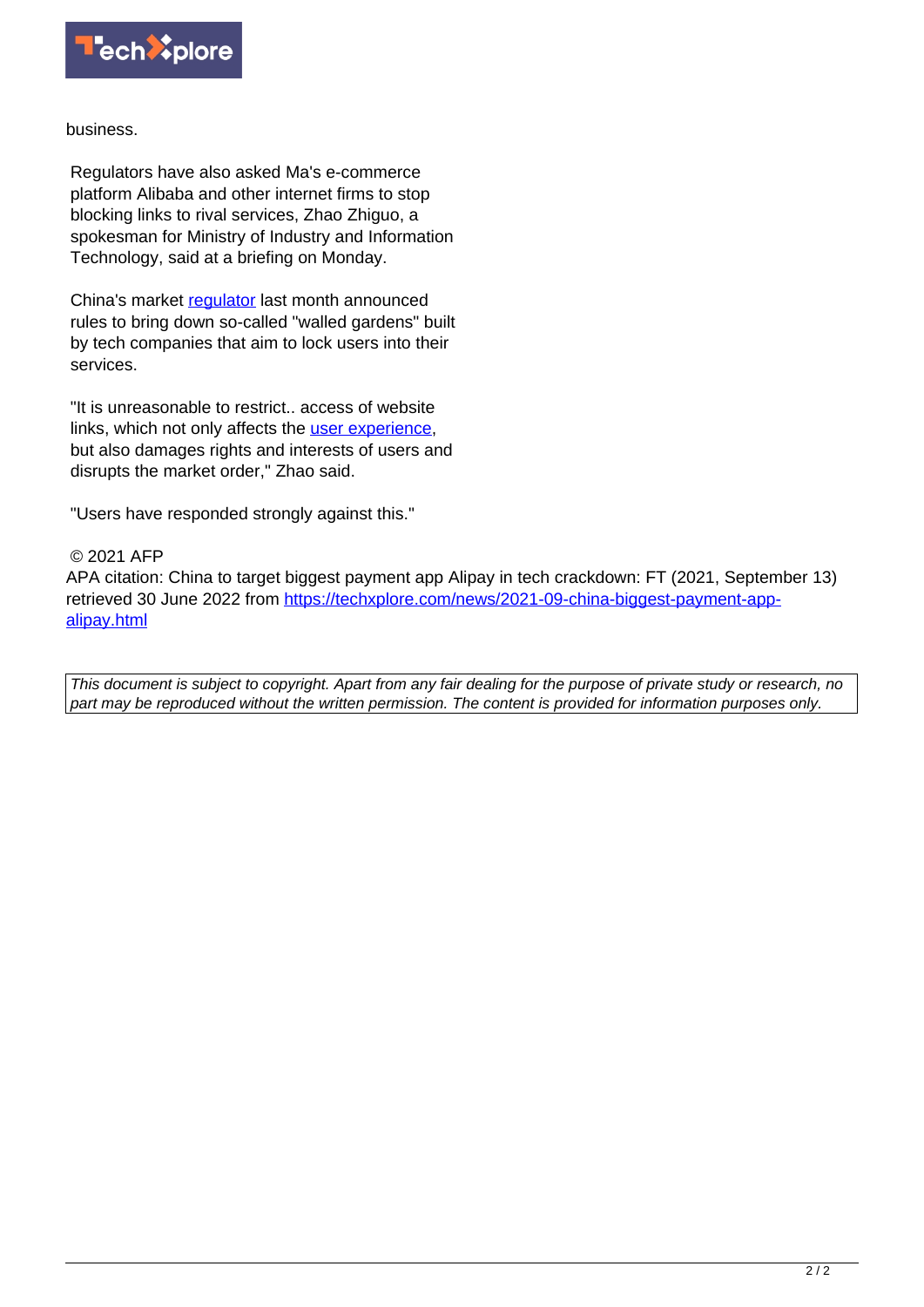business.

Regulators have also asked Ma's e-commerce platform Alibaba and other internet firms to stop blocking links to rival services, Zhao Zhiguo, a spokesman for Ministry of Industry and Information Technology, said at a briefing on Monday.

China's market regulator last month announced rules to bring down so-called "walled gardens" built by tech companies that aim to lock users into their services.

"It is unreasonable to restrict.. access of website links, which not only affects the user experience, but also damages rights and interests of users and disrupts the market order," Zhao said.

"Users have responded strongly against this."

© 2021 AFP

APA citation: China to target biggest payment app Alipay in tech crackdown: FT (2021, September 13) retrieved 30 June 2022 from https://techxplore.com/news/2021-09-china-biggest-payment-app-alipay.html

*This document is subject to copyright. Apart from any fair dealing for the purpose of private study or research, no part may be reproduced without the written permission. The content is provided for information purposes only.*